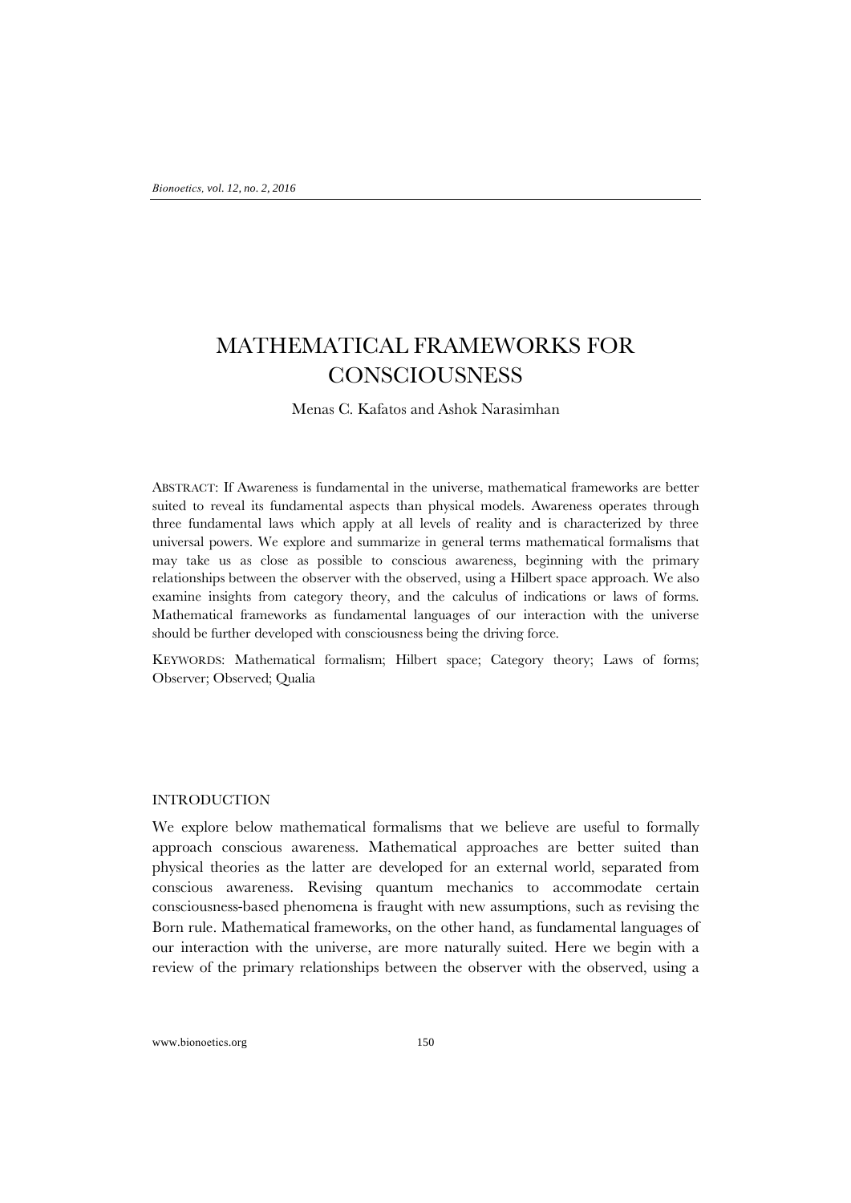# MATHEMATICAL FRAMEWORKS FOR CONSCIOUSNESS

Menas C. Kafatos and Ashok Narasimhan

ABSTRACT: If Awareness is fundamental in the universe, mathematical frameworks are better suited to reveal its fundamental aspects than physical models. Awareness operates through three fundamental laws which apply at all levels of reality and is characterized by three universal powers. We explore and summarize in general terms mathematical formalisms that may take us as close as possible to conscious awareness, beginning with the primary relationships between the observer with the observed, using a Hilbert space approach. We also examine insights from category theory, and the calculus of indications or laws of forms. Mathematical frameworks as fundamental languages of our interaction with the universe should be further developed with consciousness being the driving force.

KEYWORDS: Mathematical formalism; Hilbert space; Category theory; Laws of forms; Observer; Observed; Qualia

## INTRODUCTION

We explore below mathematical formalisms that we believe are useful to formally approach conscious awareness. Mathematical approaches are better suited than physical theories as the latter are developed for an external world, separated from conscious awareness. Revising quantum mechanics to accommodate certain consciousness-based phenomena is fraught with new assumptions, such as revising the Born rule. Mathematical frameworks, on the other hand, as fundamental languages of our interaction with the universe, are more naturally suited. Here we begin with a review of the primary relationships between the observer with the observed, using a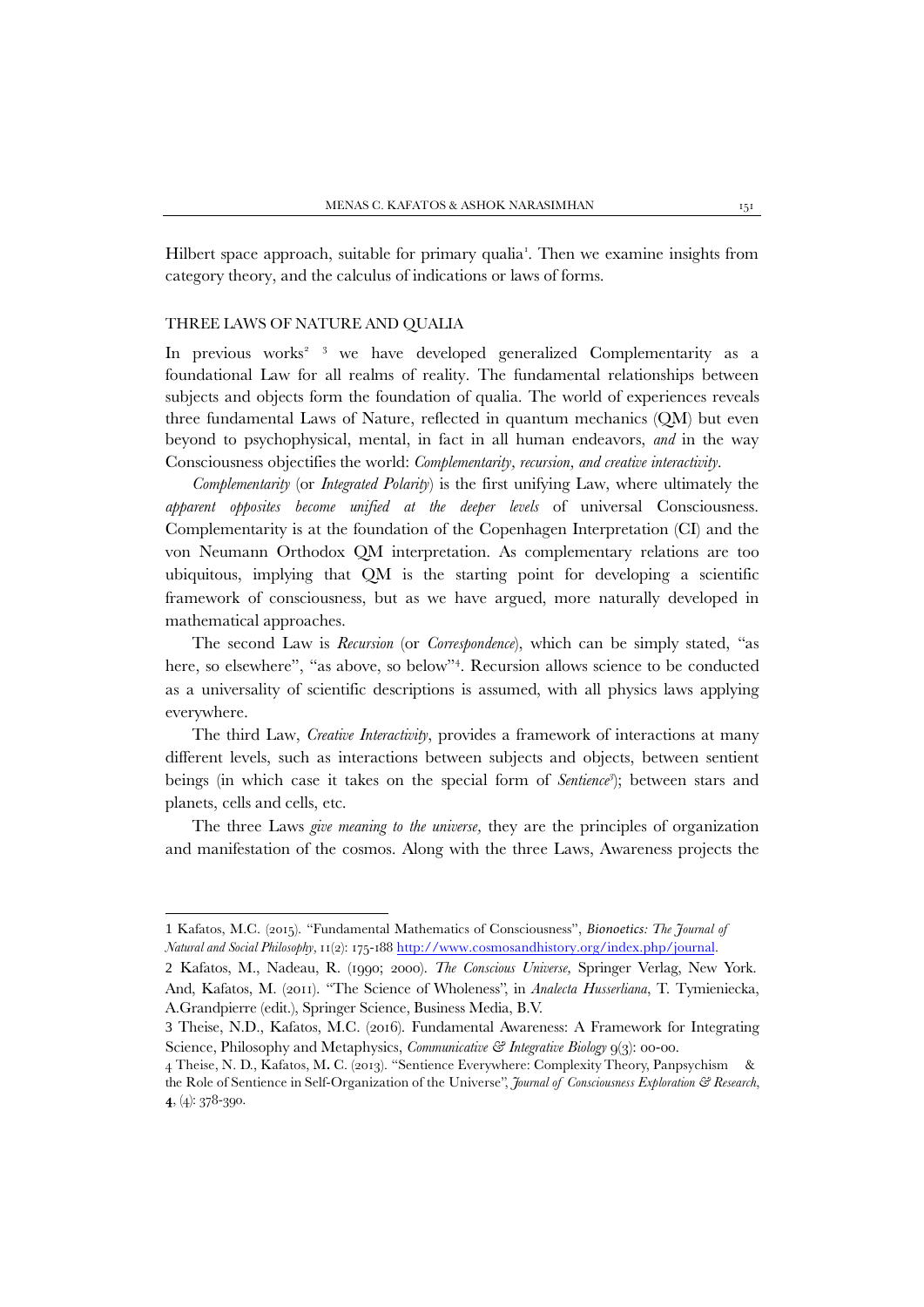Hilbert space approach, suitable for primary qualia[1]. Then we examine insights from category theory, and the calculus of indications or laws of forms.

## THREE LAWS OF NATURE AND QUALIA

In previous works[2] [3] we have developed generalized Complementarity as a foundational Law for all realms of reality. The fundamental relationships between subjects and objects form the foundation of qualia. The world of experiences reveals three fundamental Laws of Nature, reflected in quantum mechanics (QM) but even beyond to psychophysical, mental, in fact in all human endeavors, *and* in the way Consciousness objectifies the world: *Complementarity, recursion, and creative interactivity.*

*Complementarity* (or *Integrated Polarity*) is the first unifying Law, where ultimately the *apparent opposites become unified at the deeper levels* of universal Consciousness. Complementarity is at the foundation of the Copenhagen Interpretation (CI) and the von Neumann Orthodox QM interpretation. As complementary relations are too ubiquitous, implying that QM is the starting point for developing a scientific framework of consciousness, but as we have argued, more naturally developed in mathematical approaches.

The second Law is *Recursion* (or *Correspondence*), which can be simply stated, "as here, so elsewhere", "as above, so below"[4]. Recursion allows science to be conducted as a universality of scientific descriptions is assumed, with all physics laws applying everywhere.

The third Law, *Creative Interactivity*, provides a framework of interactions at many different levels, such as interactions between subjects and objects, between sentient beings (in which case it takes on the special form of *Sentience*[3]); between stars and planets, cells and cells, etc.

The three Laws *give meaning to the universe,* they are the principles of organization and manifestation of the cosmos. Along with the three Laws, Awareness projects the

---

1 Kafatos, M.C. (2015). "Fundamental Mathematics of Consciousness", *Bionoetics: The Journal of Natural and Social Philosophy*, 11(2): 175-188 http://www.cosmosandhistory.org/index.php/journal.

2 Kafatos, M., Nadeau, R. (1990; 2000). *The Conscious Universe*, Springer Verlag, New York. And, Kafatos, M. (2011). "The Science of Wholeness", in *Analecta Husserliana*, T. Tymieniecka, A.Grandpierre (edit.), Springer Science, Business Media, B.V.

3 Theise, N.D., Kafatos, M.C. (2016). Fundamental Awareness: A Framework for Integrating Science, Philosophy and Metaphysics, *Communicative & Integrative Biology* 9(3): 00-00.

4 Theise, N. D., Kafatos, M. C. (2013). "Sentience Everywhere: Complexity Theory, Panpsychism & the Role of Sentience in Self-Organization of the Universe", *Journal of Consciousness Exploration & Research*, **4**, (4): 378-390.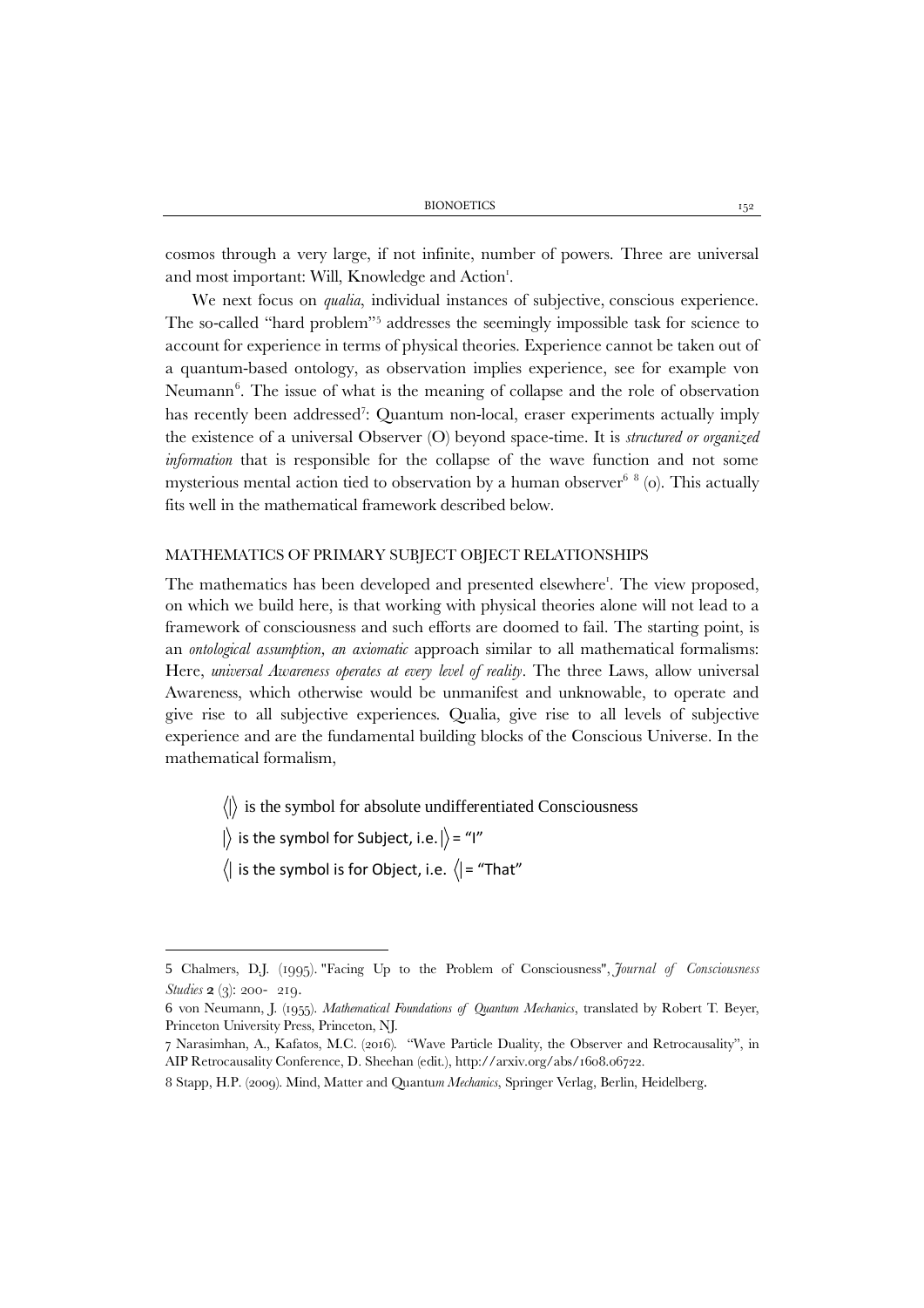cosmos through a very large, if not infinite, number of powers. Three are universal and most important: Will, Knowledge and Action[1].

We next focus on *qualia*, individual instances of subjective, conscious experience. The so-called "hard problem"[5] addresses the seemingly impossible task for science to account for experience in terms of physical theories. Experience cannot be taken out of a quantum-based ontology, as observation implies experience, see for example von Neumann[6]. The issue of what is the meaning of collapse and the role of observation has recently been addressed[7]: Quantum non-local, eraser experiments actually imply the existence of a universal Observer (O) beyond space-time. It is *structured or organized information* that is responsible for the collapse of the wave function and not some mysterious mental action tied to observation by a human observer[6,8] (o). This actually fits well in the mathematical framework described below.

## MATHEMATICS OF PRIMARY SUBJECT OBJECT RELATIONSHIPS

The mathematics has been developed and presented elsewhere[1]. The view proposed, on which we build here, is that working with physical theories alone will not lead to a framework of consciousness and such efforts are doomed to fail. The starting point, is an *ontological assumption, an axiomatic* approach similar to all mathematical formalisms: Here, *universal Awareness operates at every level of reality*. The three Laws, allow universal Awareness, which otherwise would be unmanifest and unknowable, to operate and give rise to all subjective experiences. Qualia, give rise to all levels of subjective experience and are the fundamental building blocks of the Conscious Universe. In the mathematical formalism,

$\langle | \rangle$ is the symbol for absolute undifferentiated Consciousness

$| \rangle$ is the symbol for Subject, i.e. $| \rangle$ = "I"

$\langle |$ is the symbol is for Object, i.e. $\langle |$ = "That"

---

5 Chalmers, D.J. (1995). "Facing Up to the Problem of Consciousness", *Journal of Consciousness Studies* **2** (3): 200- 219.

6 von Neumann, J. (1955). *Mathematical Foundations of Quantum Mechanics*, translated by Robert T. Beyer, Princeton University Press, Princeton, NJ.

7 Narasimhan, A., Kafatos, M.C. (2016). "Wave Particle Duality, the Observer and Retrocausality", in AIP Retrocausality Conference, D. Sheehan (edit.), http://arxiv.org/abs/1608.06722.

8 Stapp, H.P. (2009). Mind, Matter and Quantu*m Mechanics*, Springer Verlag, Berlin, Heidelberg.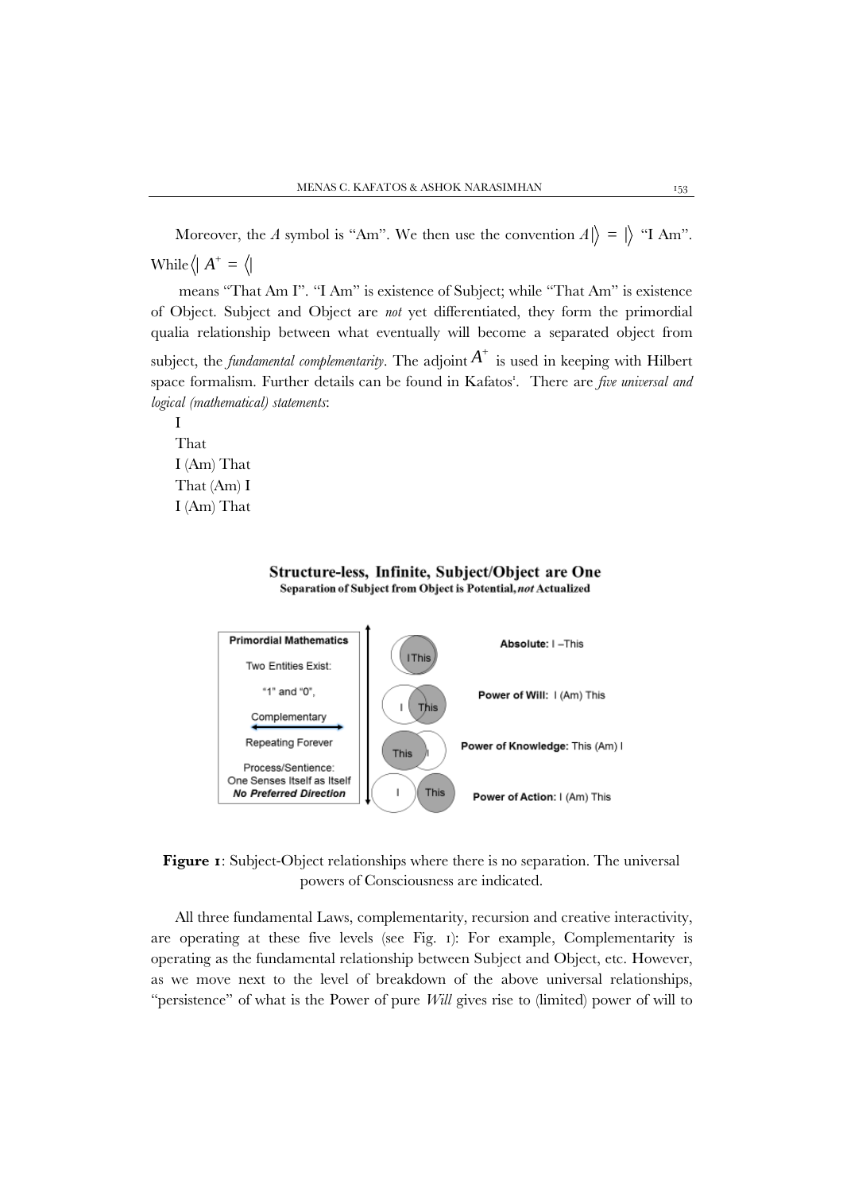Moreover, the $A$ symbol is "Am". We then use the convention $A|\rangle = |\rangle$ "I Am". While $\langle| A^{+} = \langle|$

means "That Am I". "I Am" is existence of Subject; while "That Am" is existence of Object. Subject and Object are *not* yet differentiated, they form the primordial qualia relationship between what eventually will become a separated object from subject, the *fundamental complementarity*. The adjoint $A^{+}$ is used in keeping with Hilbert space formalism. Further details can be found in Kafatos[1]. There are *five universal and logical (mathematical) statements*:

I
That
I (Am) That
That (Am) I
I (Am) That

**Structure-less, Infinite, Subject/Object are One**
**Separation of Subject from Object is Potential, *not* Actualized**

| Primordial Mathematics | | |
|---|---|---|
| Two Entities Exist: | IThis | **Absolute:** I –This |
| "1" and "0", | I This | **Power of Will:** I (Am) This |
| Complementary | This I | **Power of Knowledge:** This (Am) I |
| Repeating Forever | I This | **Power of Action:** I (Am) This |
| Process/Sentience: One Senses Itself as Itself | | |
| ***No Preferred Direction*** | | |

**Figure 1**: Subject-Object relationships where there is no separation. The universal powers of Consciousness are indicated.

All three fundamental Laws, complementarity, recursion and creative interactivity, are operating at these five levels (see Fig. 1): For example, Complementarity is operating as the fundamental relationship between Subject and Object, etc. However, as we move next to the level of breakdown of the above universal relationships, "persistence" of what is the Power of pure *Will* gives rise to (limited) power of will to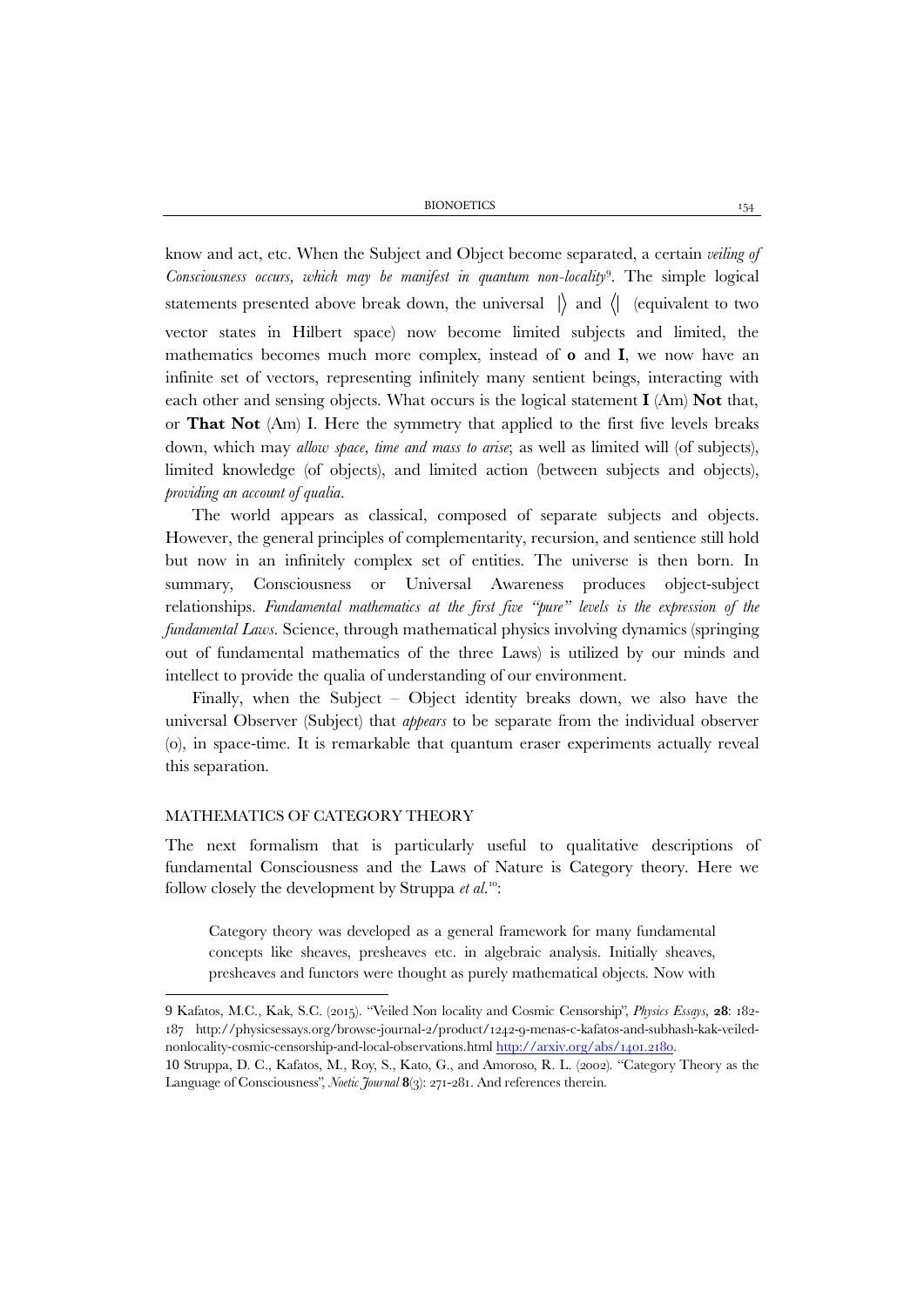know and act, etc. When the Subject and Object become separated, a certain *veiling of Consciousness occurs, which may be manifest in quantum non-locality*[9]. The simple logical statements presented above break down, the universal $|\rangle$ and $\langle|$ (equivalent to two vector states in Hilbert space) now become limited subjects and limited, the mathematics becomes much more complex, instead of **o** and **I**, we now have an infinite set of vectors, representing infinitely many sentient beings, interacting with each other and sensing objects. What occurs is the logical statement **I** (Am) **Not** that, or **That Not** (Am) I. Here the symmetry that applied to the first five levels breaks down, which may *allow space, time and mass to arise*; as well as limited will (of subjects), limited knowledge (of objects), and limited action (between subjects and objects), *providing an account of qualia*.

The world appears as classical, composed of separate subjects and objects. However, the general principles of complementarity, recursion, and sentience still hold but now in an infinitely complex set of entities. The universe is then born. In summary, Consciousness or Universal Awareness produces object-subject relationships. *Fundamental mathematics at the first five "pure" levels is the expression of the fundamental Laws*. Science, through mathematical physics involving dynamics (springing out of fundamental mathematics of the three Laws) is utilized by our minds and intellect to provide the qualia of understanding of our environment.

Finally, when the Subject – Object identity breaks down, we also have the universal Observer (Subject) that *appears* to be separate from the individual observer (o), in space-time. It is remarkable that quantum eraser experiments actually reveal this separation.

## MATHEMATICS OF CATEGORY THEORY

The next formalism that is particularly useful to qualitative descriptions of fundamental Consciousness and the Laws of Nature is Category theory. Here we follow closely the development by Struppa *et al.*[10]:

> Category theory was developed as a general framework for many fundamental concepts like sheaves, presheaves etc. in algebraic analysis. Initially sheaves, presheaves and functors were thought as purely mathematical objects. Now with

---

9 Kafatos, M.C., Kak, S.C. (2015). "Veiled Non locality and Cosmic Censorship", *Physics Essays*, **28**: 182-187 http://physicsessays.org/browse-journal-2/product/1242-9-menas-c-kafatos-and-subhash-kak-veiled-nonlocality-cosmic-censorship-and-local-observations.html http://arxiv.org/abs/1401.2180.

10 Struppa, D. C., Kafatos, M., Roy, S., Kato, G., and Amoroso, R. L. (2002). "Category Theory as the Language of Consciousness", *Noetic Journal* **8**(3): 271-281. And references therein.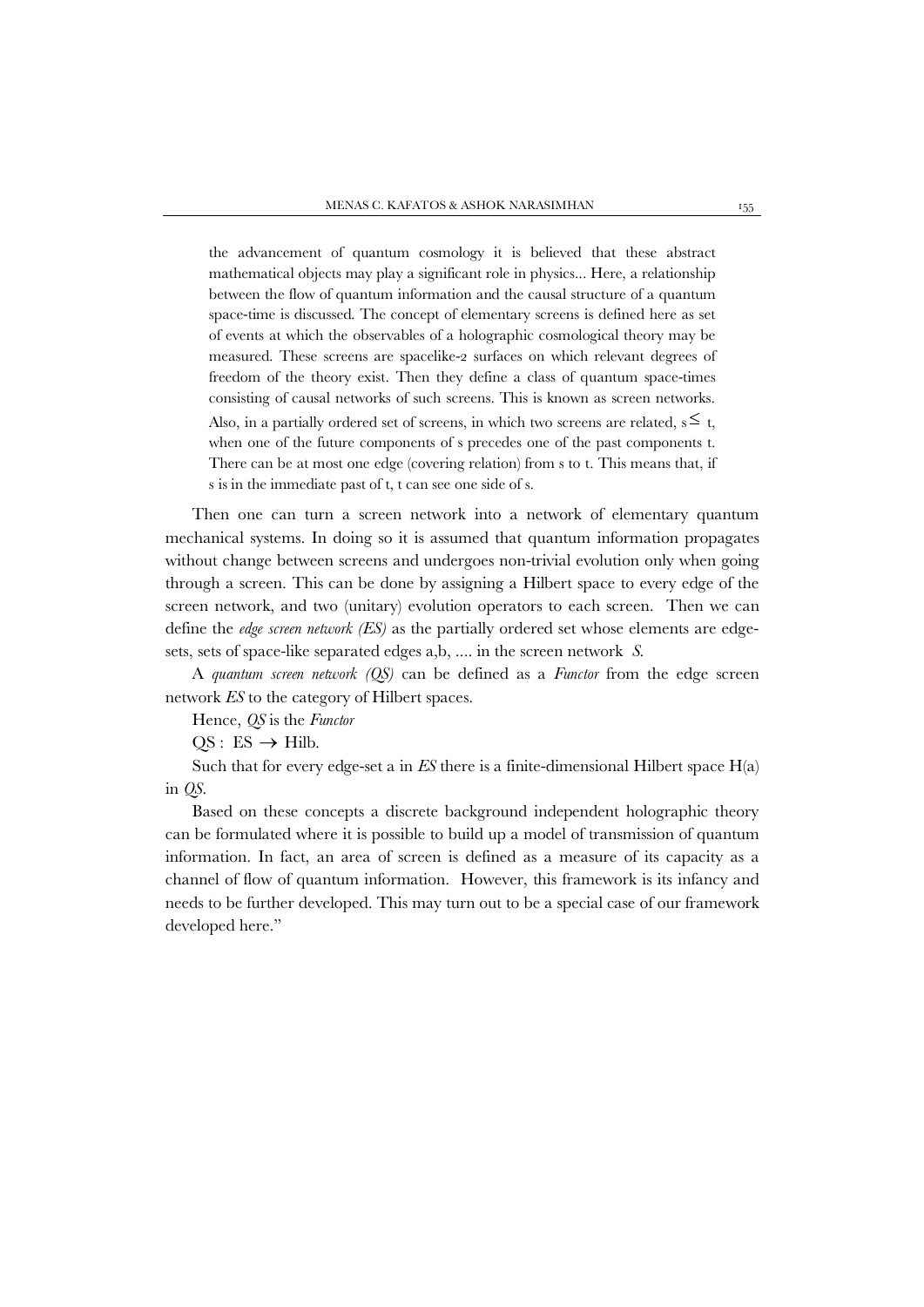the advancement of quantum cosmology it is believed that these abstract mathematical objects may play a significant role in physics... Here, a relationship between the flow of quantum information and the causal structure of a quantum space-time is discussed. The concept of elementary screens is defined here as set of events at which the observables of a holographic cosmological theory may be measured. These screens are spacelike-2 surfaces on which relevant degrees of freedom of the theory exist. Then they define a class of quantum space-times consisting of causal networks of such screens. This is known as screen networks. Also, in a partially ordered set of screens, in which two screens are related, $s \leq t$, when one of the future components of s precedes one of the past components t. There can be at most one edge (covering relation) from s to t. This means that, if s is in the immediate past of t, t can see one side of s.

Then one can turn a screen network into a network of elementary quantum mechanical systems. In doing so it is assumed that quantum information propagates without change between screens and undergoes non-trivial evolution only when going through a screen. This can be done by assigning a Hilbert space to every edge of the screen network, and two (unitary) evolution operators to each screen. Then we can define the *edge screen network (ES)* as the partially ordered set whose elements are edge-sets, sets of space-like separated edges a,b, .... in the screen network *S*.

A *quantum screen network (QS)* can be defined as a *Functor* from the edge screen network *ES* to the category of Hilbert spaces.

Hence, *QS* is the *Functor*

$\mathrm{QS} : \mathrm{ES} \rightarrow \mathrm{Hilb}.$

Such that for every edge-set a in *ES* there is a finite-dimensional Hilbert space H(a) in *QS*.

Based on these concepts a discrete background independent holographic theory can be formulated where it is possible to build up a model of transmission of quantum information. In fact, an area of screen is defined as a measure of its capacity as a channel of flow of quantum information. However, this framework is its infancy and needs to be further developed. This may turn out to be a special case of our framework developed here."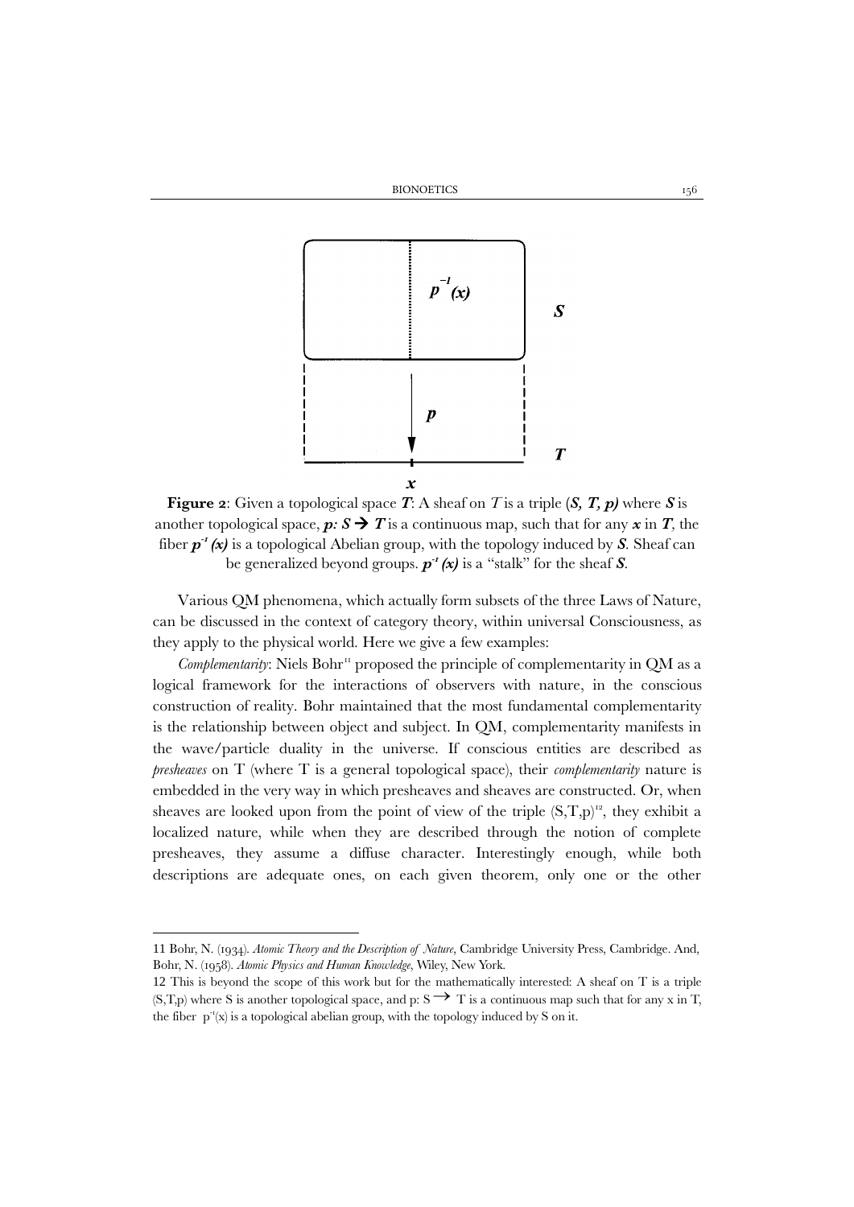**Figure 2**: Given a topological space $\boldsymbol{T}$: A sheaf on $T$ is a triple ($\boldsymbol{S}$, $\boldsymbol{T}$, $\boldsymbol{p}$) where $\boldsymbol{S}$ is another topological space, $\boldsymbol{p}: \boldsymbol{S} \rightarrow \boldsymbol{T}$ is a continuous map, such that for any $\boldsymbol{x}$ in $\boldsymbol{T}$, the fiber $\boldsymbol{p}^{-1}(\boldsymbol{x})$ is a topological Abelian group, with the topology induced by $\boldsymbol{S}$. Sheaf can be generalized beyond groups. $\boldsymbol{p}^{-1}(\boldsymbol{x})$ is a "stalk" for the sheaf $\boldsymbol{S}$.

Various QM phenomena, which actually form subsets of the three Laws of Nature, can be discussed in the context of category theory, within universal Consciousness, as they apply to the physical world. Here we give a few examples:

*Complementarity*: Niels Bohr[11] proposed the principle of complementarity in QM as a logical framework for the interactions of observers with nature, in the conscious construction of reality. Bohr maintained that the most fundamental complementarity is the relationship between object and subject. In QM, complementarity manifests in the wave/particle duality in the universe. If conscious entities are described as *presheaves* on T (where T is a general topological space), their *complementarity* nature is embedded in the very way in which presheaves and sheaves are constructed. Or, when sheaves are looked upon from the point of view of the triple (S,T,p)[12], they exhibit a localized nature, while when they are described through the notion of complete presheaves, they assume a diffuse character. Interestingly enough, while both descriptions are adequate ones, on each given theorem, only one or the other

---

11 Bohr, N. (1934). *Atomic Theory and the Description of Nature*, Cambridge University Press, Cambridge. And, Bohr, N. (1958). *Atomic Physics and Human Knowledge*, Wiley, New York.

12 This is beyond the scope of this work but for the mathematically interested: A sheaf on T is a triple (S,T,p) where S is another topological space, and p: $S \rightarrow T$ is a continuous map such that for any x in T, the fiber $p^{-1}(x)$ is a topological abelian group, with the topology induced by S on it.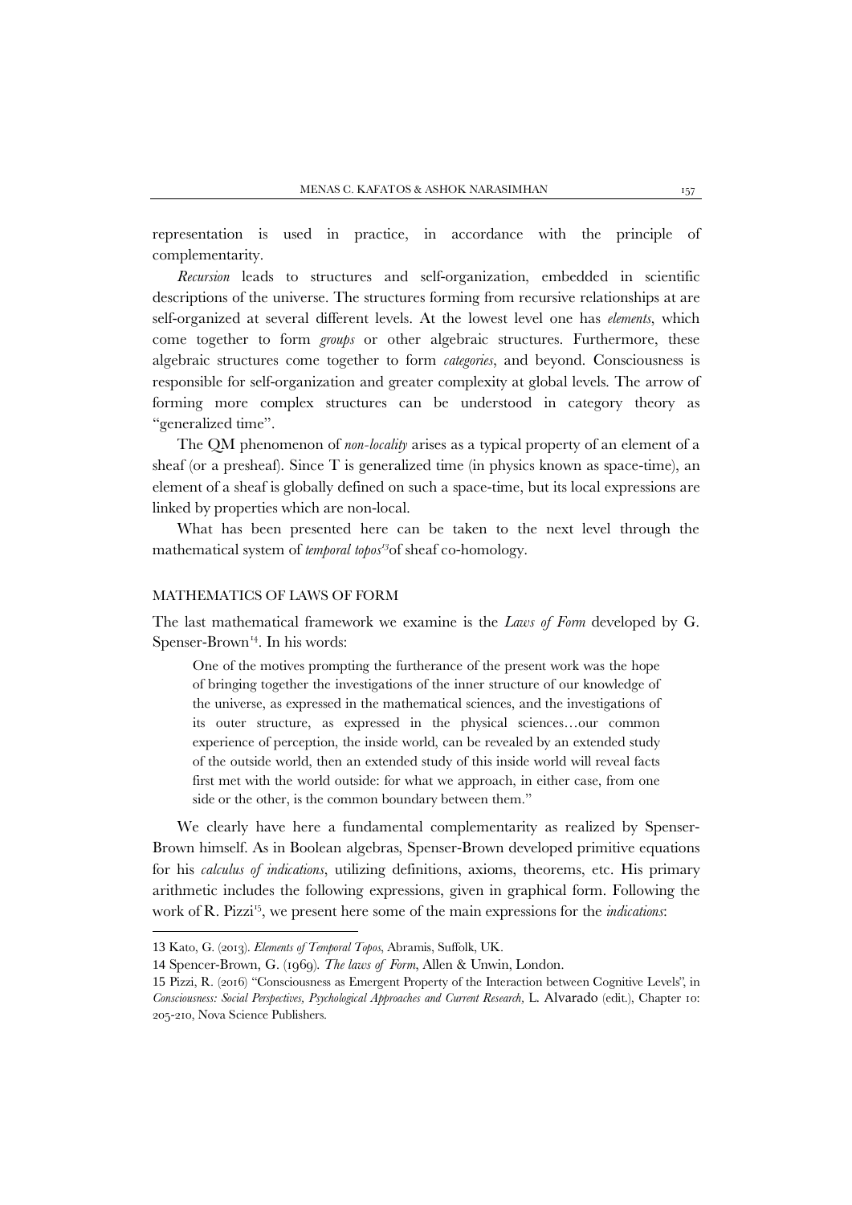representation is used in practice, in accordance with the principle of complementarity.

*Recursion* leads to structures and self-organization, embedded in scientific descriptions of the universe. The structures forming from recursive relationships at are self-organized at several different levels. At the lowest level one has *elements*, which come together to form *groups* or other algebraic structures. Furthermore, these algebraic structures come together to form *categories*, and beyond. Consciousness is responsible for self-organization and greater complexity at global levels. The arrow of forming more complex structures can be understood in category theory as "generalized time".

The QM phenomenon of *non-locality* arises as a typical property of an element of a sheaf (or a presheaf). Since T is generalized time (in physics known as space-time), an element of a sheaf is globally defined on such a space-time, but its local expressions are linked by properties which are non-local.

What has been presented here can be taken to the next level through the mathematical system of *temporal topos*[13]of sheaf co-homology.

## MATHEMATICS OF LAWS OF FORM

The last mathematical framework we examine is the *Laws of Form* developed by G. Spenser-Brown[14]. In his words:

> One of the motives prompting the furtherance of the present work was the hope of bringing together the investigations of the inner structure of our knowledge of the universe, as expressed in the mathematical sciences, and the investigations of its outer structure, as expressed in the physical sciences…our common experience of perception, the inside world, can be revealed by an extended study of the outside world, then an extended study of this inside world will reveal facts first met with the world outside: for what we approach, in either case, from one side or the other, is the common boundary between them."

We clearly have here a fundamental complementarity as realized by Spenser-Brown himself. As in Boolean algebras, Spenser-Brown developed primitive equations for his *calculus of indications*, utilizing definitions, axioms, theorems, etc. His primary arithmetic includes the following expressions, given in graphical form. Following the work of R. Pizzi[15], we present here some of the main expressions for the *indications*:

---

13 Kato, G. (2013). *Elements of Temporal Topos*, Abramis, Suffolk, UK.

14 Spencer-Brown, G. (1969). *The laws of Form*, Allen & Unwin, London.

15 Pizzi, R. (2016) "Consciousness as Emergent Property of the Interaction between Cognitive Levels", in *Consciousness: Social Perspectives, Psychological Approaches and Current Research*, L. Alvarado (edit.), Chapter 10: 205-210, Nova Science Publishers.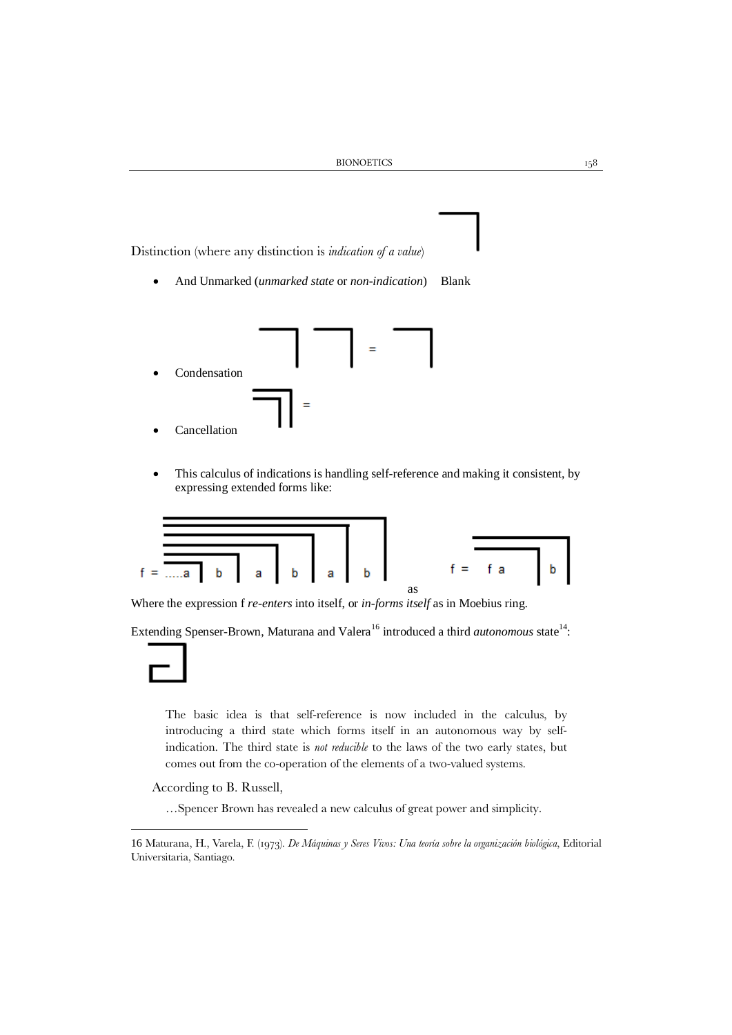Distinction (where any distinction is *indication of a value*)

- And Unmarked (*unmarked state* or *non-indication*) Blank

- Condensation

- Cancellation

- This calculus of indications is handling self-reference and making it consistent, by expressing extended forms like:

f = .....a b a b a b as f = f a b

Where the expression f *re-enters* into itself, or *in-forms itself* as in Moebius ring.

Extending Spenser-Brown, Maturana and Valera[16] introduced a third *autonomous* state[14]:

> The basic idea is that self-reference is now included in the calculus, by introducing a third state which forms itself in an autonomous way by self-indication. The third state is *not reducible* to the laws of the two early states, but comes out from the co-operation of the elements of a two-valued systems.

According to B. Russell,

> …Spencer Brown has revealed a new calculus of great power and simplicity.

---

16 Maturana, H., Varela, F. (1973). *De Máquinas y Seres Vivos: Una teoría sobre la organización biológica*, Editorial Universitaria, Santiago.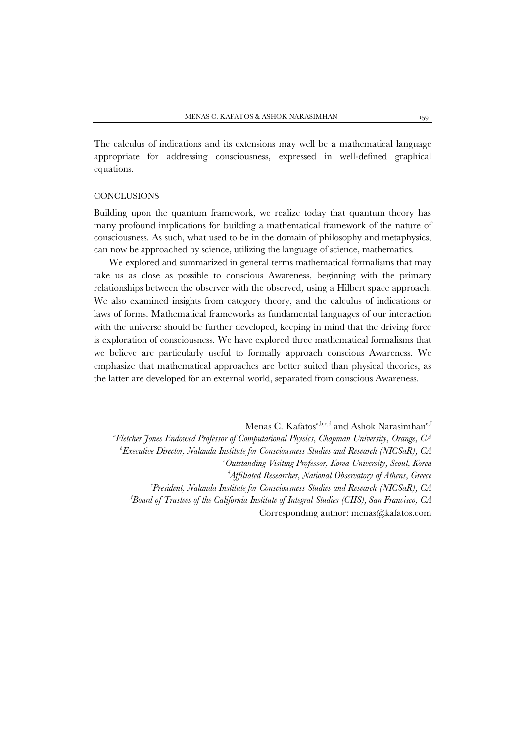The calculus of indications and its extensions may well be a mathematical language appropriate for addressing consciousness, expressed in well-defined graphical equations.

## CONCLUSIONS

Building upon the quantum framework, we realize today that quantum theory has many profound implications for building a mathematical framework of the nature of consciousness. As such, what used to be in the domain of philosophy and metaphysics, can now be approached by science, utilizing the language of science, mathematics.

We explored and summarized in general terms mathematical formalisms that may take us as close as possible to conscious Awareness, beginning with the primary relationships between the observer with the observed, using a Hilbert space approach. We also examined insights from category theory, and the calculus of indications or laws of forms. Mathematical frameworks as fundamental languages of our interaction with the universe should be further developed, keeping in mind that the driving force is exploration of consciousness. We have explored three mathematical formalisms that we believe are particularly useful to formally approach conscious Awareness. We emphasize that mathematical approaches are better suited than physical theories, as the latter are developed for an external world, separated from conscious Awareness.

Menas C. Kafatos[a,b,c,d] and Ashok Narasimhan[e,f]

[a] *Fletcher Jones Endowed Professor of Computational Physics, Chapman University, Orange, CA*

[b] *Executive Director, Nalanda Institute for Consciousness Studies and Research (NICSaR), CA*

[c] *Outstanding Visiting Professor, Korea University, Seoul, Korea*

[d] *Affiliated Researcher, National Observatory of Athens, Greece*

[e] *President, Nalanda Institute for Consciousness Studies and Research (NICSaR), CA*

[f] *Board of Trustees of the California Institute of Integral Studies (CIIS), San Francisco, CA*

Corresponding author: menas@kafatos.com